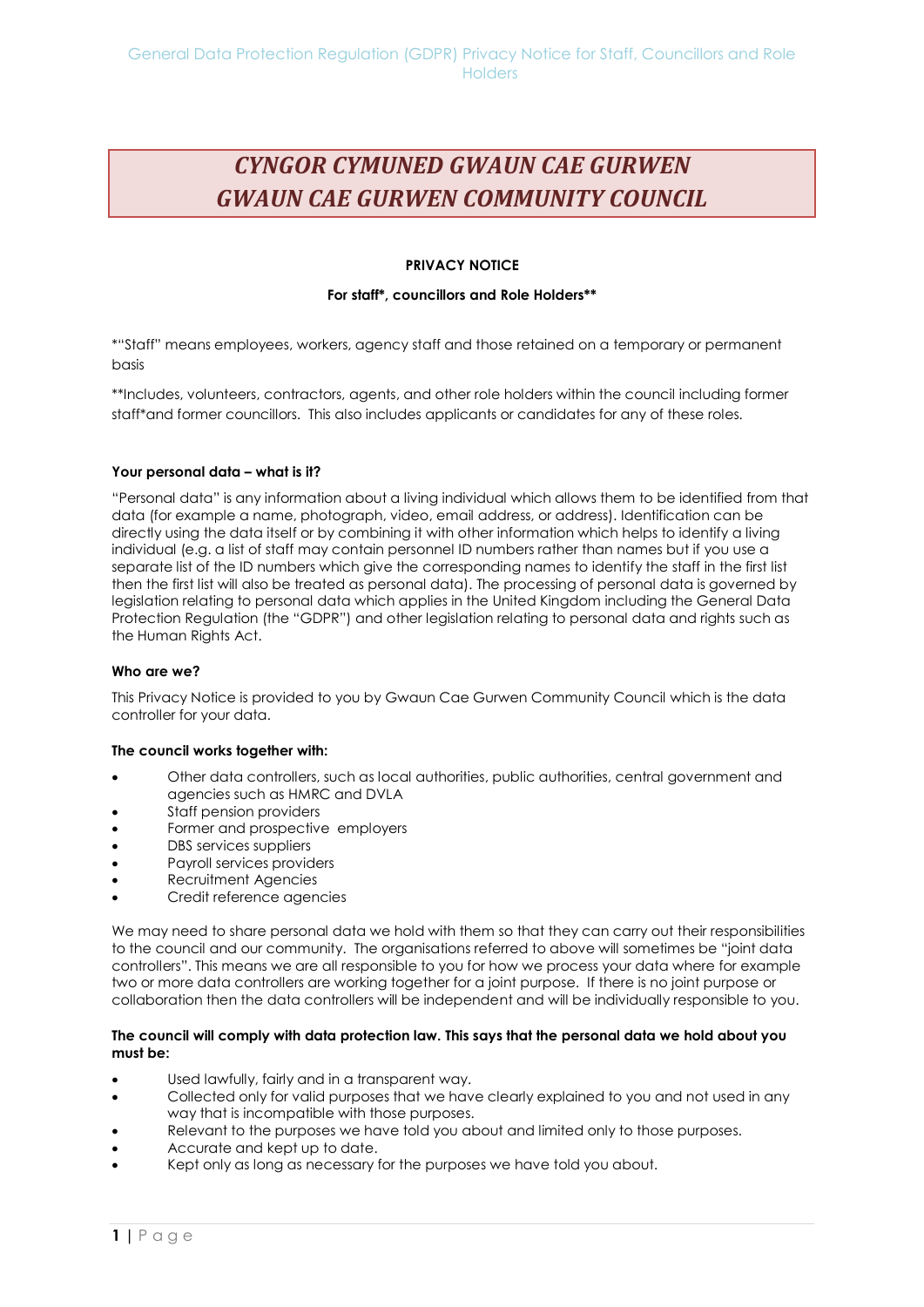# *CYNGOR CYMUNED GWAUN CAE GURWEN*
# *GWAUN CAE GURWEN COMMUNITY COUNCIL*

**PRIVACY NOTICE**

**For staff*, councillors and Role Holders****

*"Staff" means employees, workers, agency staff and those retained on a temporary or permanent basis

**Includes, volunteers, contractors, agents, and other role holders within the council including former staff*and former councillors. This also includes applicants or candidates for any of these roles.

**Your personal data – what is it?**

"Personal data" is any information about a living individual which allows them to be identified from that data (for example a name, photograph, video, email address, or address). Identification can be directly using the data itself or by combining it with other information which helps to identify a living individual (e.g. a list of staff may contain personnel ID numbers rather than names but if you use a separate list of the ID numbers which give the corresponding names to identify the staff in the first list then the first list will also be treated as personal data). The processing of personal data is governed by legislation relating to personal data which applies in the United Kingdom including the General Data Protection Regulation (the "GDPR") and other legislation relating to personal data and rights such as the Human Rights Act.

**Who are we?**

This Privacy Notice is provided to you by Gwaun Cae Gurwen Community Council which is the data controller for your data.

**The council works together with:**

- Other data controllers, such as local authorities, public authorities, central government and agencies such as HMRC and DVLA
- Staff pension providers
- Former and prospective employers
- DBS services suppliers
- Payroll services providers
- Recruitment Agencies
- Credit reference agencies

We may need to share personal data we hold with them so that they can carry out their responsibilities to the council and our community. The organisations referred to above will sometimes be "joint data controllers". This means we are all responsible to you for how we process your data where for example two or more data controllers are working together for a joint purpose. If there is no joint purpose or collaboration then the data controllers will be independent and will be individually responsible to you.

**The council will comply with data protection law. This says that the personal data we hold about you must be:**

- Used lawfully, fairly and in a transparent way.
- Collected only for valid purposes that we have clearly explained to you and not used in any way that is incompatible with those purposes.
- Relevant to the purposes we have told you about and limited only to those purposes.
- Accurate and kept up to date.
- Kept only as long as necessary for the purposes we have told you about.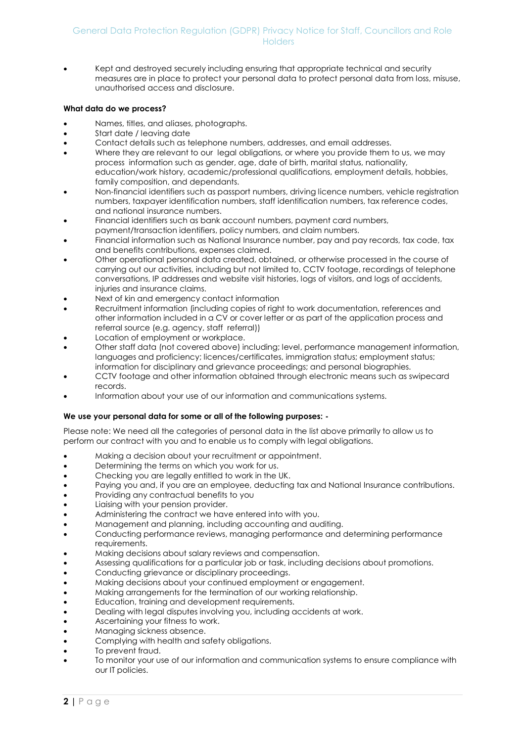- Kept and destroyed securely including ensuring that appropriate technical and security measures are in place to protect your personal data to protect personal data from loss, misuse, unauthorised access and disclosure.

**What data do we process?**

- Names, titles, and aliases, photographs.
- Start date / leaving date
- Contact details such as telephone numbers, addresses, and email addresses.
- Where they are relevant to our legal obligations, or where you provide them to us, we may process information such as gender, age, date of birth, marital status, nationality, education/work history, academic/professional qualifications, employment details, hobbies, family composition, and dependants.
- Non-financial identifiers such as passport numbers, driving licence numbers, vehicle registration numbers, taxpayer identification numbers, staff identification numbers, tax reference codes, and national insurance numbers.
- Financial identifiers such as bank account numbers, payment card numbers, payment/transaction identifiers, policy numbers, and claim numbers.
- Financial information such as National Insurance number, pay and pay records, tax code, tax and benefits contributions, expenses claimed.
- Other operational personal data created, obtained, or otherwise processed in the course of carrying out our activities, including but not limited to, CCTV footage, recordings of telephone conversations, IP addresses and website visit histories, logs of visitors, and logs of accidents, injuries and insurance claims.
- Next of kin and emergency contact information
- Recruitment information (including copies of right to work documentation, references and other information included in a CV or cover letter or as part of the application process and referral source (e.g. agency, staff referral))
- Location of employment or workplace.
- Other staff data (not covered above) including; level, performance management information, languages and proficiency; licences/certificates, immigration status; employment status; information for disciplinary and grievance proceedings; and personal biographies.
- CCTV footage and other information obtained through electronic means such as swipecard records.
- Information about your use of our information and communications systems.

**We use your personal data for some or all of the following purposes: -**

Please note: We need all the categories of personal data in the list above primarily to allow us to perform our contract with you and to enable us to comply with legal obligations.

- Making a decision about your recruitment or appointment.
- Determining the terms on which you work for us.
- Checking you are legally entitled to work in the UK.
- Paying you and, if you are an employee, deducting tax and National Insurance contributions.
- Providing any contractual benefits to you
- Liaising with your pension provider.
- Administering the contract we have entered into with you.
- Management and planning, including accounting and auditing.
- Conducting performance reviews, managing performance and determining performance requirements.
- Making decisions about salary reviews and compensation.
- Assessing qualifications for a particular job or task, including decisions about promotions.
- Conducting grievance or disciplinary proceedings.
- Making decisions about your continued employment or engagement.
- Making arrangements for the termination of our working relationship.
- Education, training and development requirements.
- Dealing with legal disputes involving you, including accidents at work.
- Ascertaining your fitness to work.
- Managing sickness absence.
- Complying with health and safety obligations.
- To prevent fraud.
- To monitor your use of our information and communication systems to ensure compliance with our IT policies.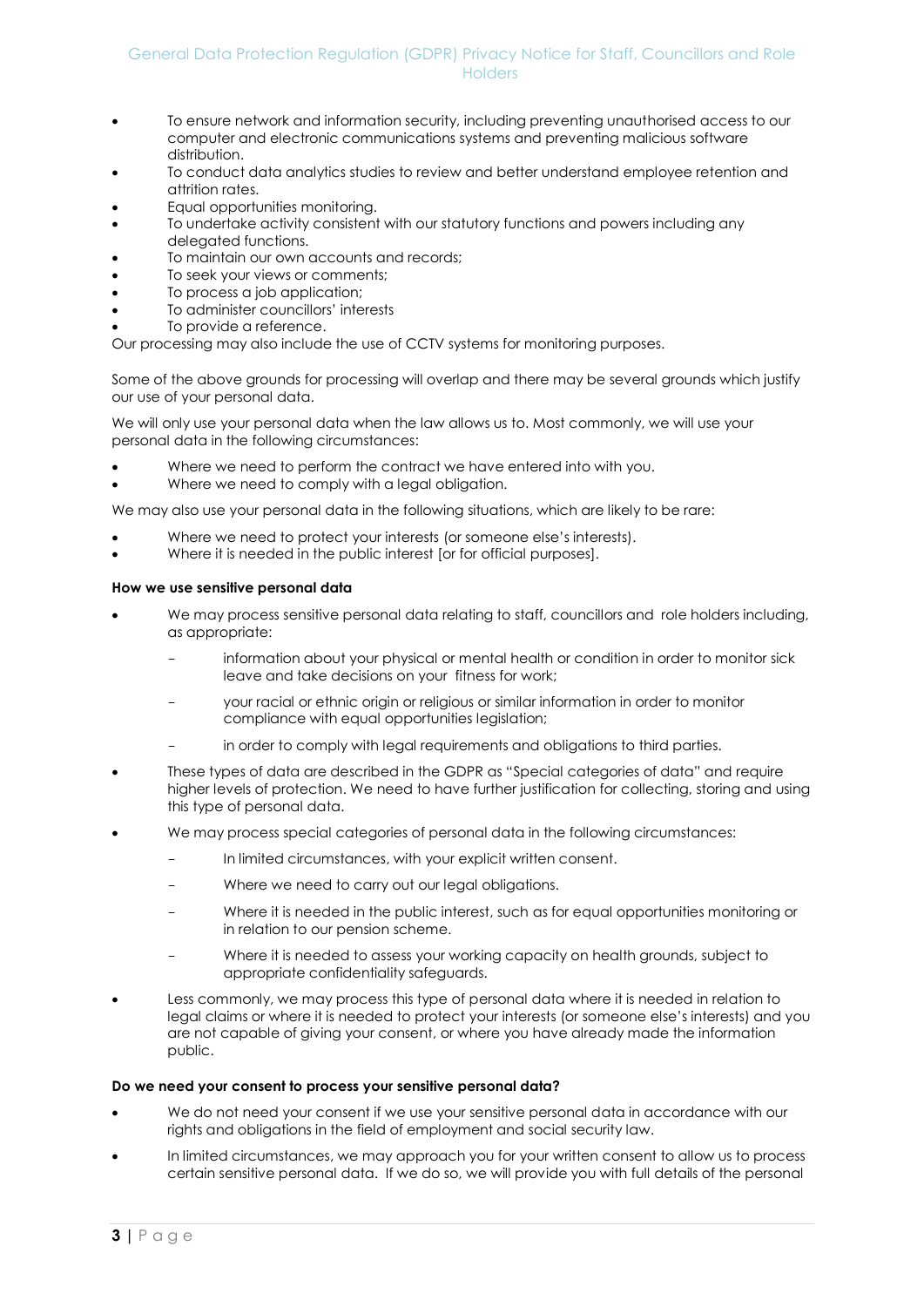- To ensure network and information security, including preventing unauthorised access to our computer and electronic communications systems and preventing malicious software distribution.
- To conduct data analytics studies to review and better understand employee retention and attrition rates.
- Equal opportunities monitoring.
- To undertake activity consistent with our statutory functions and powers including any delegated functions.
- To maintain our own accounts and records;
- To seek your views or comments;
- To process a job application;
- To administer councillors' interests
- To provide a reference.

Our processing may also include the use of CCTV systems for monitoring purposes.

Some of the above grounds for processing will overlap and there may be several grounds which justify our use of your personal data.

We will only use your personal data when the law allows us to. Most commonly, we will use your personal data in the following circumstances:

- Where we need to perform the contract we have entered into with you.
- Where we need to comply with a legal obligation.

We may also use your personal data in the following situations, which are likely to be rare:

- Where we need to protect your interests (or someone else's interests).
- Where it is needed in the public interest [or for official purposes].

**How we use sensitive personal data**

- We may process sensitive personal data relating to staff, councillors and role holders including, as appropriate:
  - information about your physical or mental health or condition in order to monitor sick leave and take decisions on your fitness for work;
  - your racial or ethnic origin or religious or similar information in order to monitor compliance with equal opportunities legislation;
  - in order to comply with legal requirements and obligations to third parties.
- These types of data are described in the GDPR as "Special categories of data" and require higher levels of protection. We need to have further justification for collecting, storing and using this type of personal data.
- We may process special categories of personal data in the following circumstances:
  - In limited circumstances, with your explicit written consent.
  - Where we need to carry out our legal obligations.
  - Where it is needed in the public interest, such as for equal opportunities monitoring or in relation to our pension scheme.
  - Where it is needed to assess your working capacity on health grounds, subject to appropriate confidentiality safeguards.
- Less commonly, we may process this type of personal data where it is needed in relation to legal claims or where it is needed to protect your interests (or someone else's interests) and you are not capable of giving your consent, or where you have already made the information public.

**Do we need your consent to process your sensitive personal data?**

- We do not need your consent if we use your sensitive personal data in accordance with our rights and obligations in the field of employment and social security law.
- In limited circumstances, we may approach you for your written consent to allow us to process certain sensitive personal data. If we do so, we will provide you with full details of the personal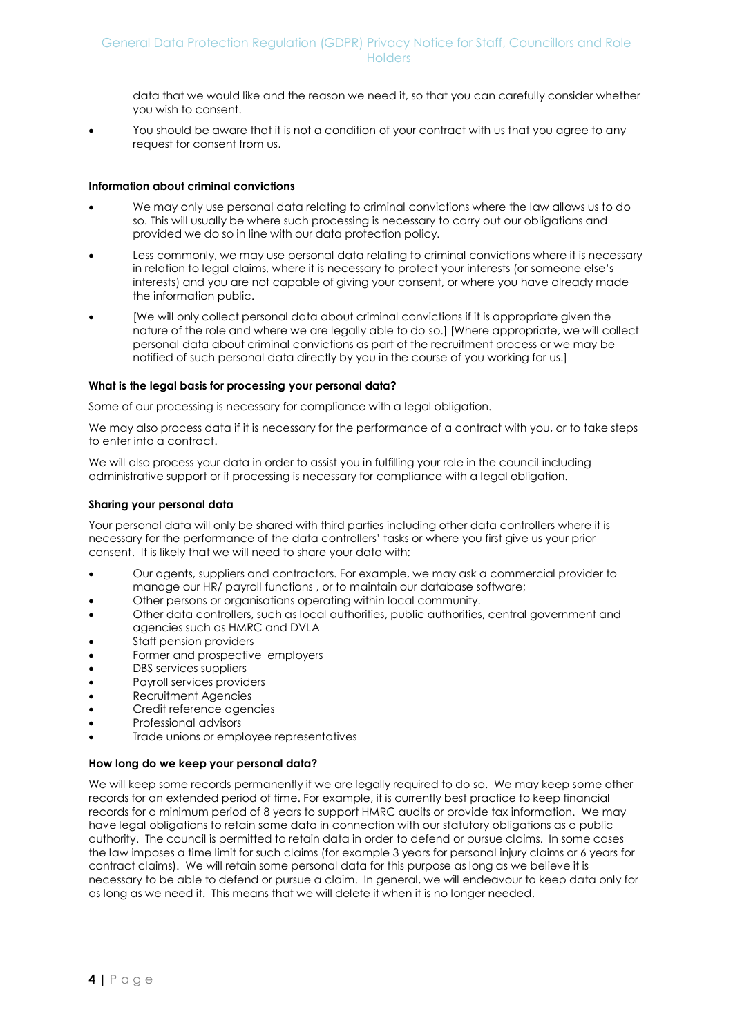data that we would like and the reason we need it, so that you can carefully consider whether you wish to consent.

- You should be aware that it is not a condition of your contract with us that you agree to any request for consent from us.

**Information about criminal convictions**

- We may only use personal data relating to criminal convictions where the law allows us to do so. This will usually be where such processing is necessary to carry out our obligations and provided we do so in line with our data protection policy.
- Less commonly, we may use personal data relating to criminal convictions where it is necessary in relation to legal claims, where it is necessary to protect your interests (or someone else's interests) and you are not capable of giving your consent, or where you have already made the information public.
- [We will only collect personal data about criminal convictions if it is appropriate given the nature of the role and where we are legally able to do so.] [Where appropriate, we will collect personal data about criminal convictions as part of the recruitment process or we may be notified of such personal data directly by you in the course of you working for us.]

**What is the legal basis for processing your personal data?**

Some of our processing is necessary for compliance with a legal obligation.

We may also process data if it is necessary for the performance of a contract with you, or to take steps to enter into a contract.

We will also process your data in order to assist you in fulfilling your role in the council including administrative support or if processing is necessary for compliance with a legal obligation.

**Sharing your personal data**

Your personal data will only be shared with third parties including other data controllers where it is necessary for the performance of the data controllers' tasks or where you first give us your prior consent. It is likely that we will need to share your data with:

- Our agents, suppliers and contractors. For example, we may ask a commercial provider to manage our HR/ payroll functions , or to maintain our database software;
- Other persons or organisations operating within local community.
- Other data controllers, such as local authorities, public authorities, central government and agencies such as HMRC and DVLA
- Staff pension providers
- Former and prospective employers
- DBS services suppliers
- Payroll services providers
- Recruitment Agencies
- Credit reference agencies
- Professional advisors
- Trade unions or employee representatives

**How long do we keep your personal data?**

We will keep some records permanently if we are legally required to do so. We may keep some other records for an extended period of time. For example, it is currently best practice to keep financial records for a minimum period of 8 years to support HMRC audits or provide tax information. We may have legal obligations to retain some data in connection with our statutory obligations as a public authority. The council is permitted to retain data in order to defend or pursue claims. In some cases the law imposes a time limit for such claims (for example 3 years for personal injury claims or 6 years for contract claims). We will retain some personal data for this purpose as long as we believe it is necessary to be able to defend or pursue a claim. In general, we will endeavour to keep data only for as long as we need it. This means that we will delete it when it is no longer needed.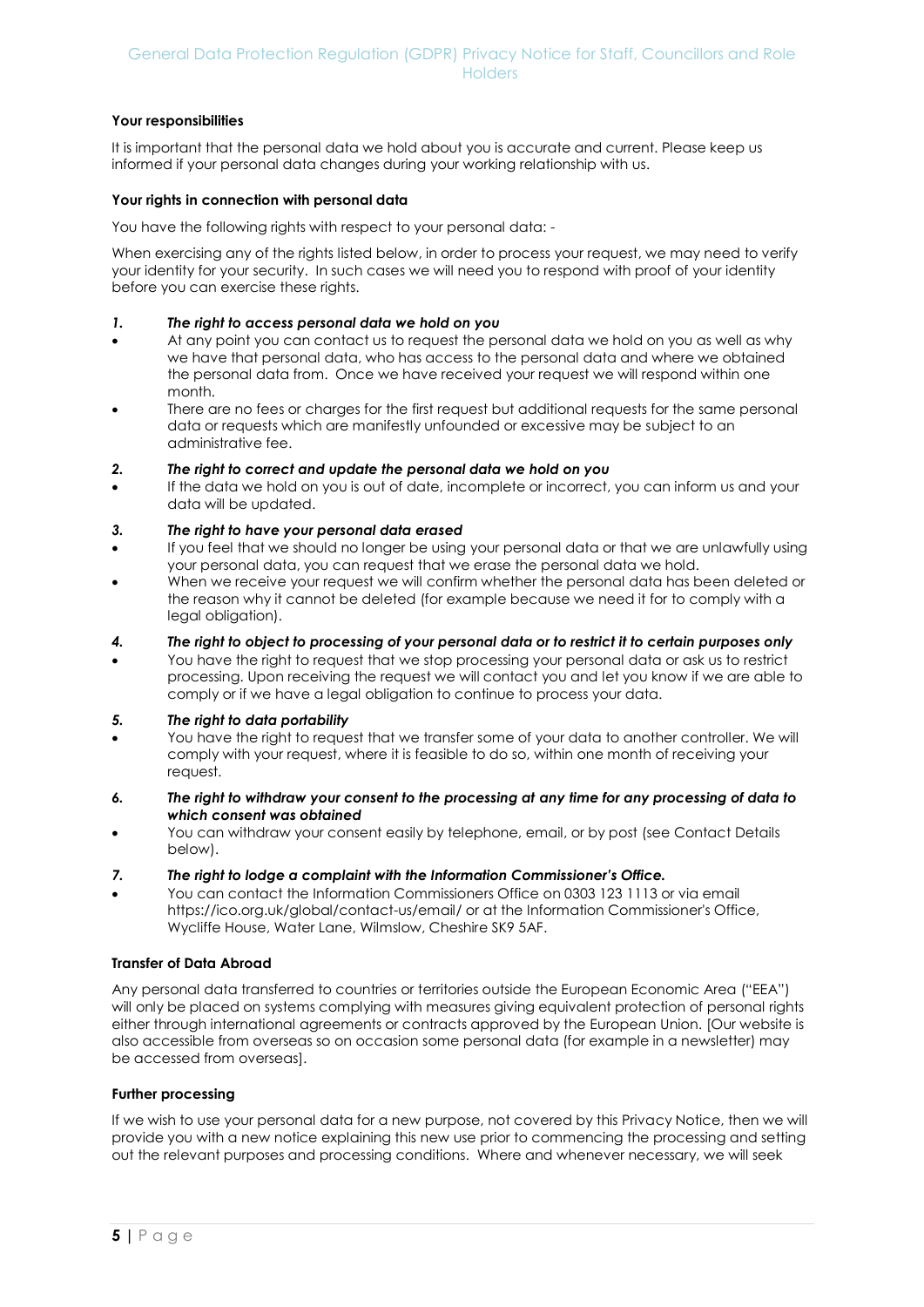**Your responsibilities**

It is important that the personal data we hold about you is accurate and current. Please keep us informed if your personal data changes during your working relationship with us.

**Your rights in connection with personal data**

You have the following rights with respect to your personal data: -

When exercising any of the rights listed below, in order to process your request, we may need to verify your identity for your security. In such cases we will need you to respond with proof of your identity before you can exercise these rights.

***1. The right to access personal data we hold on you***

- At any point you can contact us to request the personal data we hold on you as well as why we have that personal data, who has access to the personal data and where we obtained the personal data from. Once we have received your request we will respond within one month.
- There are no fees or charges for the first request but additional requests for the same personal data or requests which are manifestly unfounded or excessive may be subject to an administrative fee.

***2. The right to correct and update the personal data we hold on you***

- If the data we hold on you is out of date, incomplete or incorrect, you can inform us and your data will be updated.

***3. The right to have your personal data erased***

- If you feel that we should no longer be using your personal data or that we are unlawfully using your personal data, you can request that we erase the personal data we hold.
- When we receive your request we will confirm whether the personal data has been deleted or the reason why it cannot be deleted (for example because we need it for to comply with a legal obligation).

***4. The right to object to processing of your personal data or to restrict it to certain purposes only***

- You have the right to request that we stop processing your personal data or ask us to restrict processing. Upon receiving the request we will contact you and let you know if we are able to comply or if we have a legal obligation to continue to process your data.

***5. The right to data portability***

- You have the right to request that we transfer some of your data to another controller. We will comply with your request, where it is feasible to do so, within one month of receiving your request.

***6. The right to withdraw your consent to the processing at any time for any processing of data to which consent was obtained***

- You can withdraw your consent easily by telephone, email, or by post (see Contact Details below).

***7. The right to lodge a complaint with the Information Commissioner's Office.***

- You can contact the Information Commissioners Office on 0303 123 1113 or via email https://ico.org.uk/global/contact-us/email/ or at the Information Commissioner's Office, Wycliffe House, Water Lane, Wilmslow, Cheshire SK9 5AF.

**Transfer of Data Abroad**

Any personal data transferred to countries or territories outside the European Economic Area ("EEA") will only be placed on systems complying with measures giving equivalent protection of personal rights either through international agreements or contracts approved by the European Union. [Our website is also accessible from overseas so on occasion some personal data (for example in a newsletter) may be accessed from overseas].

**Further processing**

If we wish to use your personal data for a new purpose, not covered by this Privacy Notice, then we will provide you with a new notice explaining this new use prior to commencing the processing and setting out the relevant purposes and processing conditions. Where and whenever necessary, we will seek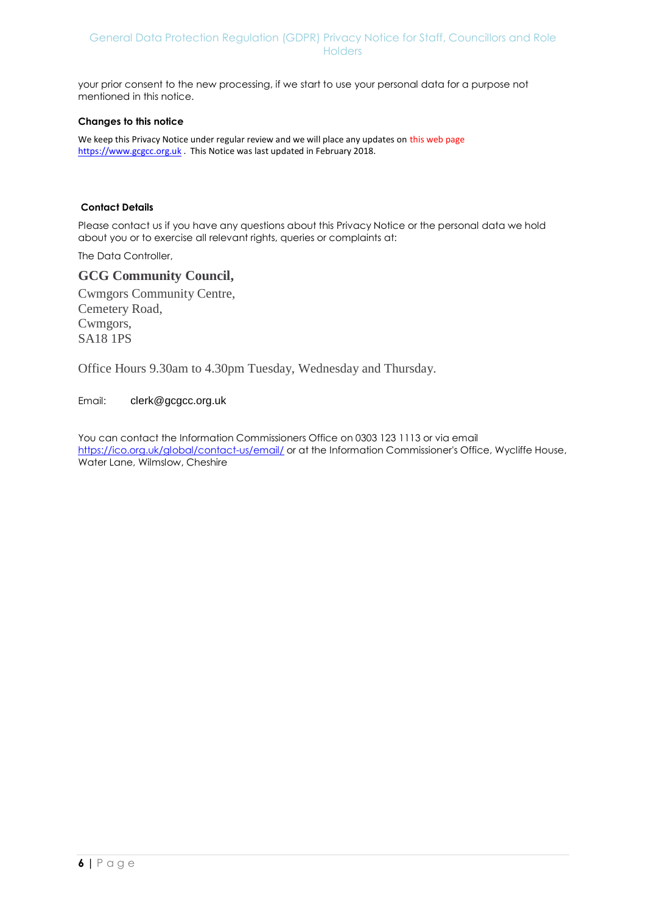your prior consent to the new processing, if we start to use your personal data for a purpose not mentioned in this notice.

#### Changes to this notice

We keep this Privacy Notice under regular review and we will place any updates on this web page https://www.gcgcc.org.uk . This Notice was last updated in February 2018.

#### Contact Details

Please contact us if you have any questions about this Privacy Notice or the personal data we hold about you or to exercise all relevant rights, queries or complaints at:

The Data Controller,

**GCG Community Council,**
Cwmgors Community Centre,
Cemetery Road,
Cwmgors,
SA18 1PS

Office Hours 9.30am to 4.30pm Tuesday, Wednesday and Thursday.

Email: clerk@gcgcc.org.uk

You can contact the Information Commissioners Office on 0303 123 1113 or via email https://ico.org.uk/global/contact-us/email/ or at the Information Commissioner's Office, Wycliffe House, Water Lane, Wilmslow, Cheshire